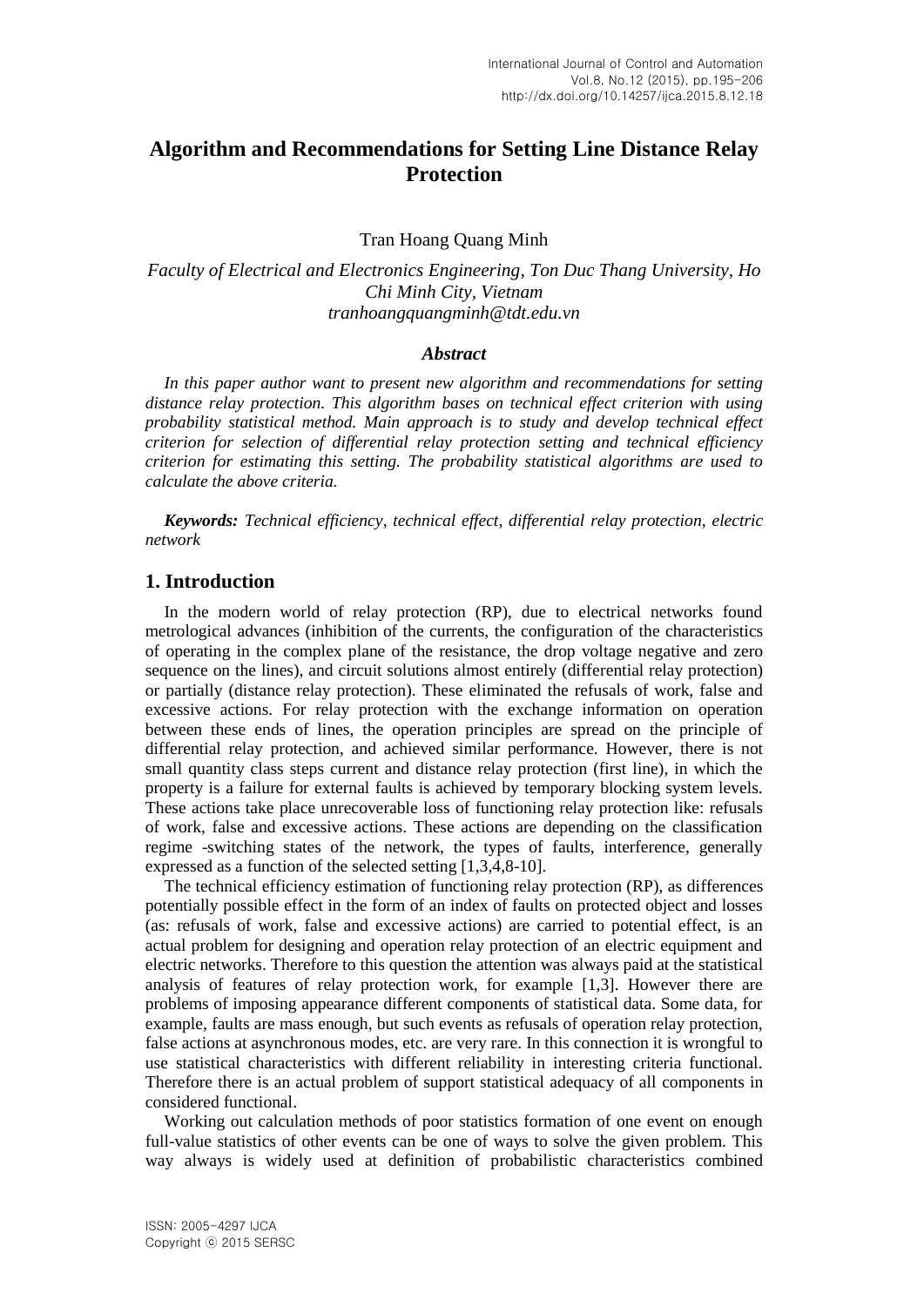# Algorithm and Recommendations for Setting Line Distance Relay Protection

Tran Hoang Quang Minh

*Faculty of Electrical and Electronics Engineering, Ton Duc Thang University, Ho Chi Minh City, Vietnam*
*tranhoangquangminh@tdt.edu.vn*

### *Abstract*

*In this paper author want to present new algorithm and recommendations for setting distance relay protection. This algorithm bases on technical effect criterion with using probability statistical method. Main approach is to study and develop technical effect criterion for selection of differential relay protection setting and technical efficiency criterion for estimating this setting. The probability statistical algorithms are used to calculate the above criteria.*

***Keywords:*** *Technical efficiency, technical effect, differential relay protection, electric network*

## 1. Introduction

In the modern world of relay protection (RP), due to electrical networks found metrological advances (inhibition of the currents, the configuration of the characteristics of operating in the complex plane of the resistance, the drop voltage negative and zero sequence on the lines), and circuit solutions almost entirely (differential relay protection) or partially (distance relay protection). These eliminated the refusals of work, false and excessive actions. For relay protection with the exchange information on operation between these ends of lines, the operation principles are spread on the principle of differential relay protection, and achieved similar performance. However, there is not small quantity class steps current and distance relay protection (first line), in which the property is a failure for external faults is achieved by temporary blocking system levels. These actions take place unrecoverable loss of functioning relay protection like: refusals of work, false and excessive actions. These actions are depending on the classification regime -switching states of the network, the types of faults, interference, generally expressed as a function of the selected setting [1,3,4,8-10].

The technical efficiency estimation of functioning relay protection (RP), as differences potentially possible effect in the form of an index of faults on protected object and losses (as: refusals of work, false and excessive actions) are carried to potential effect, is an actual problem for designing and operation relay protection of an electric equipment and electric networks. Therefore to this question the attention was always paid at the statistical analysis of features of relay protection work, for example [1,3]. However there are problems of imposing appearance different components of statistical data. Some data, for example, faults are mass enough, but such events as refusals of operation relay protection, false actions at asynchronous modes, etc. are very rare. In this connection it is wrongful to use statistical characteristics with different reliability in interesting criteria functional. Therefore there is an actual problem of support statistical adequacy of all components in considered functional.

Working out calculation methods of poor statistics formation of one event on enough full-value statistics of other events can be one of ways to solve the given problem. This way always is widely used at definition of probabilistic characteristics combined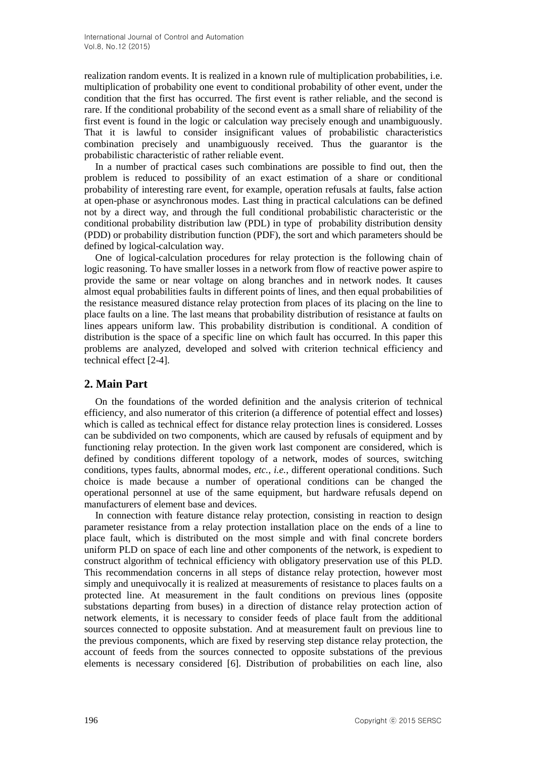realization random events. It is realized in a known rule of multiplication probabilities, i.e. multiplication of probability one event to conditional probability of other event, under the condition that the first has occurred. The first event is rather reliable, and the second is rare. If the conditional probability of the second event as a small share of reliability of the first event is found in the logic or calculation way precisely enough and unambiguously. That it is lawful to consider insignificant values of probabilistic characteristics combination precisely and unambiguously received. Thus the guarantor is the probabilistic characteristic of rather reliable event.

In a number of practical cases such combinations are possible to find out, then the problem is reduced to possibility of an exact estimation of a share or conditional probability of interesting rare event, for example, operation refusals at faults, false action at open-phase or asynchronous modes. Last thing in practical calculations can be defined not by a direct way, and through the full conditional probabilistic characteristic or the conditional probability distribution law (PDL) in type of probability distribution density (PDD) or probability distribution function (PDF), the sort and which parameters should be defined by logical-calculation way.

One of logical-calculation procedures for relay protection is the following chain of logic reasoning. To have smaller losses in a network from flow of reactive power aspire to provide the same or near voltage on along branches and in network nodes. It causes almost equal probabilities faults in different points of lines, and then equal probabilities of the resistance measured distance relay protection from places of its placing on the line to place faults on a line. The last means that probability distribution of resistance at faults on lines appears uniform law. This probability distribution is conditional. A condition of distribution is the space of a specific line on which fault has occurred. In this paper this problems are analyzed, developed and solved with criterion technical efficiency and technical effect [2-4].

## 2. Main Part

On the foundations of the worded definition and the analysis criterion of technical efficiency, and also numerator of this criterion (a difference of potential effect and losses) which is called as technical effect for distance relay protection lines is considered. Losses can be subdivided on two components, which are caused by refusals of equipment and by functioning relay protection. In the given work last component are considered, which is defined by conditions different topology of a network, modes of sources, switching conditions, types faults, abnormal modes, *etc.*, *i.e.*, different operational conditions. Such choice is made because a number of operational conditions can be changed the operational personnel at use of the same equipment, but hardware refusals depend on manufacturers of element base and devices.

In connection with feature distance relay protection, consisting in reaction to design parameter resistance from a relay protection installation place on the ends of a line to place fault, which is distributed on the most simple and with final concrete borders uniform PLD on space of each line and other components of the network, is expedient to construct algorithm of technical efficiency with obligatory preservation use of this PLD. This recommendation concerns in all steps of distance relay protection, however most simply and unequivocally it is realized at measurements of resistance to places faults on a protected line. At measurement in the fault conditions on previous lines (opposite substations departing from buses) in a direction of distance relay protection action of network elements, it is necessary to consider feeds of place fault from the additional sources connected to opposite substation. And at measurement fault on previous line to the previous components, which are fixed by reserving step distance relay protection, the account of feeds from the sources connected to opposite substations of the previous elements is necessary considered [6]. Distribution of probabilities on each line, also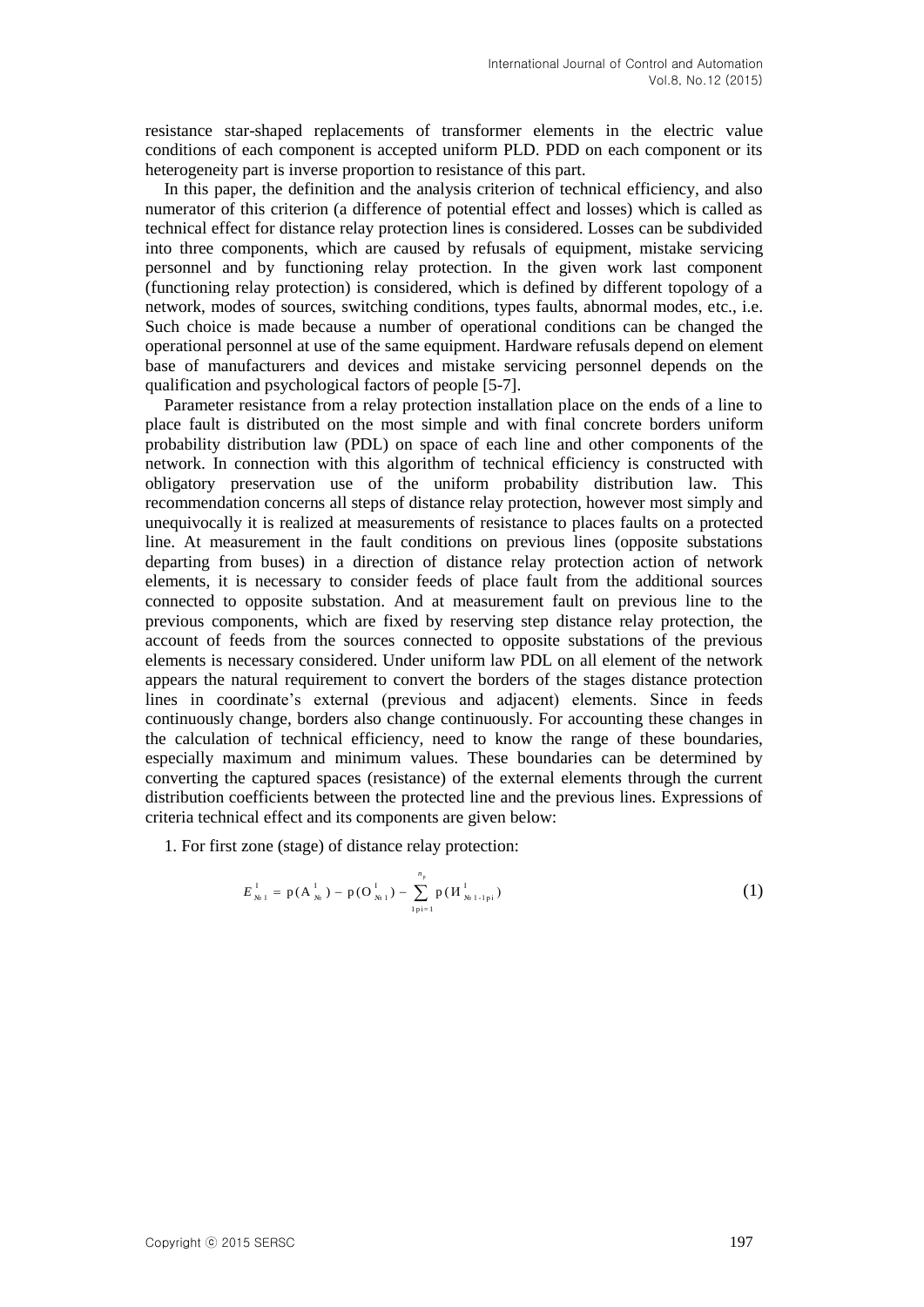resistance star-shaped replacements of transformer elements in the electric value conditions of each component is accepted uniform PLD. PDD on each component or its heterogeneity part is inverse proportion to resistance of this part.

In this paper, the definition and the analysis criterion of technical efficiency, and also numerator of this criterion (a difference of potential effect and losses) which is called as technical effect for distance relay protection lines is considered. Losses can be subdivided into three components, which are caused by refusals of equipment, mistake servicing personnel and by functioning relay protection. In the given work last component (functioning relay protection) is considered, which is defined by different topology of a network, modes of sources, switching conditions, types faults, abnormal modes, etc., i.e. Such choice is made because a number of operational conditions can be changed the operational personnel at use of the same equipment. Hardware refusals depend on element base of manufacturers and devices and mistake servicing personnel depends on the qualification and psychological factors of people [5-7].

Parameter resistance from a relay protection installation place on the ends of a line to place fault is distributed on the most simple and with final concrete borders uniform probability distribution law (PDL) on space of each line and other components of the network. In connection with this algorithm of technical efficiency is constructed with obligatory preservation use of the uniform probability distribution law. This recommendation concerns all steps of distance relay protection, however most simply and unequivocally it is realized at measurements of resistance to places faults on a protected line. At measurement in the fault conditions on previous lines (opposite substations departing from buses) in a direction of distance relay protection action of network elements, it is necessary to consider feeds of place fault from the additional sources connected to opposite substation. And at measurement fault on previous line to the previous components, which are fixed by reserving step distance relay protection, the account of feeds from the sources connected to opposite substations of the previous elements is necessary considered. Under uniform law PDL on all element of the network appears the natural requirement to convert the borders of the stages distance protection lines in coordinate's external (previous and adjacent) elements. Since in feeds continuously change, borders also change continuously. For accounting these changes in the calculation of technical efficiency, need to know the range of these boundaries, especially maximum and minimum values. These boundaries can be determined by converting the captured spaces (resistance) of the external elements through the current distribution coefficients between the protected line and the previous lines. Expressions of criteria technical effect and its components are given below:

1. For first zone (stage) of distance relay protection:

$$E^{1}_{№1} = \mathrm{p}(\mathrm{A}^{1}_{№}) - \mathrm{p}(\mathrm{O}^{1}_{№1}) - \sum_{1\mathrm{pi}=1}^{n_{\mathrm{p}}} \mathrm{p}(\text{И}^{1}_{№1\text{-}1\mathrm{pi}}) \tag{1}$$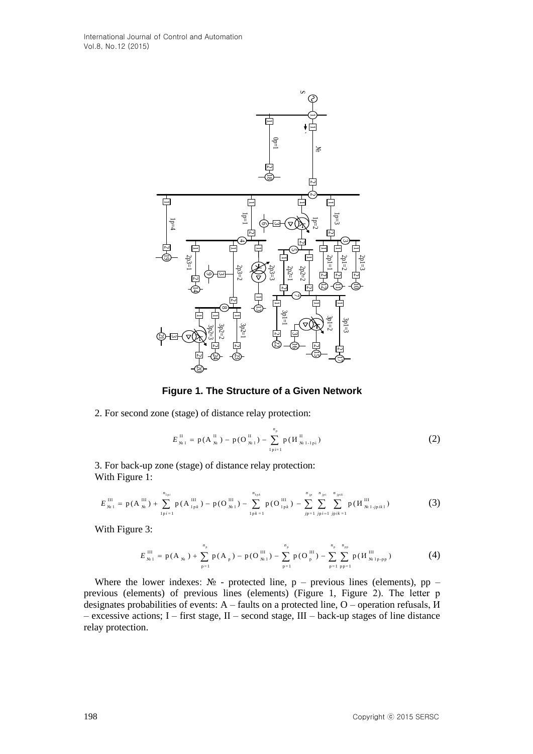**Figure 1. The Structure of a Given Network**

2. For second zone (stage) of distance relay protection:

$$E^{\,\mathrm{II}}_{№\,1} = \mathrm{p}(\mathrm{A}^{\,\mathrm{II}}_{№}) - \mathrm{p}(\mathrm{O}^{\,\mathrm{II}}_{№\,1}) - \sum_{1\mathrm{p}i=1}^{n_{\mathrm{p}}} \mathrm{p}(\mathrm{И}^{\,\mathrm{II}}_{№\,1\text{-}1\mathrm{p}i}) \tag{2}$$

3. For back-up zone (stage) of distance relay protection:
With Figure 1:

$$E^{\,\mathrm{III}}_{№\,1} = \mathrm{p}(\mathrm{A}^{\,\mathrm{III}}_{№}) + \sum_{1\mathrm{p}i=1}^{n_{1\mathrm{p}i}} \mathrm{p}(\mathrm{A}^{\,\mathrm{III}}_{1\mathrm{p}k}) - \mathrm{p}(\mathrm{O}^{\,\mathrm{III}}_{№\,1}) - \sum_{1\mathrm{p}k=1}^{n_{1\mathrm{p}k}} \mathrm{p}(\mathrm{O}^{\,\mathrm{III}}_{1\mathrm{p}k}) - \sum_{j\mathrm{p}=1}^{n_{j\mathrm{p}}} \sum_{j\mathrm{p}i=1}^{n_{j\mathrm{p}i}} \sum_{j\mathrm{p}ik=1}^{n_{j\mathrm{p}ik}} \mathrm{p}(\mathrm{И}^{\,\mathrm{III}}_{№\,1\text{-}j\mathrm{p}ik1}) \tag{3}$$

With Figure 3:

$$E^{\,\mathrm{III}}_{№\,1} = \mathrm{p}(\mathrm{A}_{№}) + \sum_{\mathrm{p}=1}^{n_{\mathrm{p}}} \mathrm{p}(\mathrm{A}_{\mathrm{p}}) - \mathrm{p}(\mathrm{O}^{\,\mathrm{III}}_{№\,1}) - \sum_{\mathrm{p}=1}^{n_{\mathrm{p}}} \mathrm{p}(\mathrm{O}^{\,\mathrm{III}}_{\mathrm{p}}) - \sum_{\mathrm{p}=1}^{n_{\mathrm{p}}} \sum_{\mathrm{pp}=1}^{n_{\mathrm{pp}}} \mathrm{p}(\mathrm{И}^{\,\mathrm{III}}_{№\,1\mathrm{p}\text{-}\mathrm{pp}}) \tag{4}$$

Where the lower indexes: № - protected line, p – previous lines (elements), pp – previous (elements) of previous lines (elements) (Figure 1, Figure 2). The letter p designates probabilities of events: A – faults on a protected line, O – operation refusals, И – excessive actions; I – first stage, II – second stage, III – back-up stages of line distance relay protection.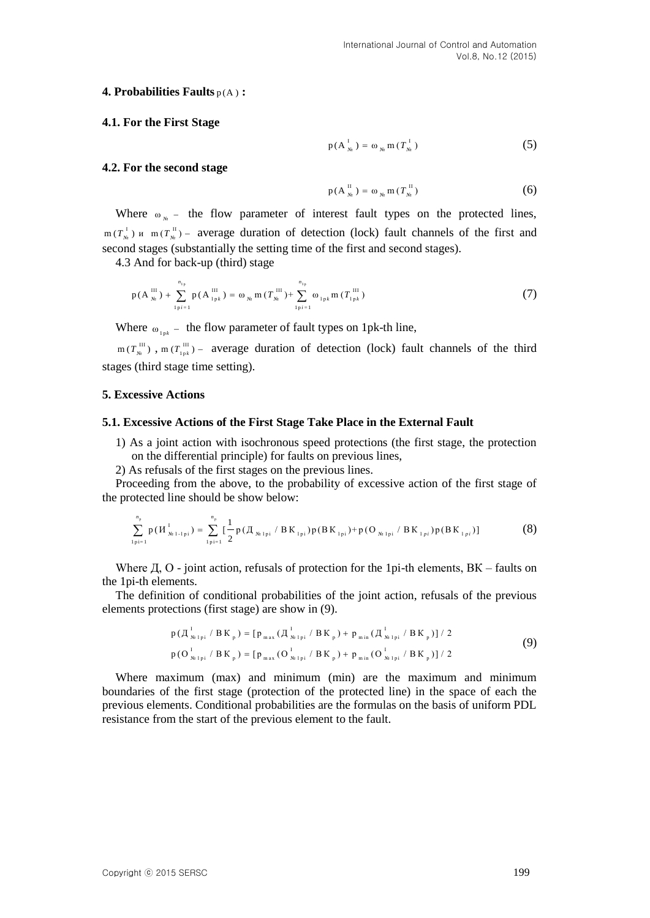### 4. Probabilities Faults $p(A)$ :

#### 4.1. For the First Stage

$$p(A_{№}^{I}) = \omega_{№} m(T_{№}^{I}) \tag{5}$$

#### 4.2. For the second stage

$$p(A_{№}^{II}) = \omega_{№} m(T_{№}^{II}) \tag{6}$$

Where $\omega_{№}$ – the flow parameter of interest fault types on the protected lines, $m(T_{№}^{I})$ и $m(T_{№}^{II})$ – average duration of detection (lock) fault channels of the first and second stages (substantially the setting time of the first and second stages).

4.3 And for back-up (third) stage

$$p(A_{№}^{III}) + \sum_{1pi=1}^{n_{1p}} p(A_{1pk}^{III}) = \omega_{№} m(T_{№}^{III}) + \sum_{1pi=1}^{n_{1p}} \omega_{1pk} m(T_{1pk}^{III}) \tag{7}$$

Where $\omega_{1pk}$ – the flow parameter of fault types on 1pk-th line,

$m(T_{№}^{III})$ , $m(T_{1pk}^{III})$ – average duration of detection (lock) fault channels of the third stages (third stage time setting).

### 5. Excessive Actions

#### 5.1. Excessive Actions of the First Stage Take Place in the External Fault

1) As a joint action with isochronous speed protections (the first stage, the protection on the differential principle) for faults on previous lines,

2) As refusals of the first stages on the previous lines.

Proceeding from the above, to the probability of excessive action of the first stage of the protected line should be show below:

$$\sum_{1pi=1}^{n_p} p(И_{№1-1pi}^{I}) = \sum_{1pi=1}^{n_p} [\frac{1}{2} p(Д_{№1pi} / ВК_{1pi}) p(ВК_{1pi}) + p(О_{№1pi} / ВК_{1pi}) p(ВК_{1pi})] \tag{8}$$

Where Д, О - joint action, refusals of protection for the 1pi-th elements, ВК – faults on the 1pi-th elements.

The definition of conditional probabilities of the joint action, refusals of the previous elements protections (first stage) are show in (9).

$$\begin{aligned} p(Д_{№1pi}^{I} / ВК_{p}) &= [p_{max}(Д_{№1pi}^{I} / ВК_{p}) + p_{min}(Д_{№1pi}^{I} / ВК_{p})] / 2 \\ p(О_{№1pi}^{I} / ВК_{p}) &= [p_{max}(О_{№1pi}^{I} / ВК_{p}) + p_{min}(О_{№1pi}^{I} / ВК_{p})] / 2 \end{aligned} \tag{9}$$

Where maximum (max) and minimum (min) are the maximum and minimum boundaries of the first stage (protection of the protected line) in the space of each the previous elements. Conditional probabilities are the formulas on the basis of uniform PDL resistance from the start of the previous element to the fault.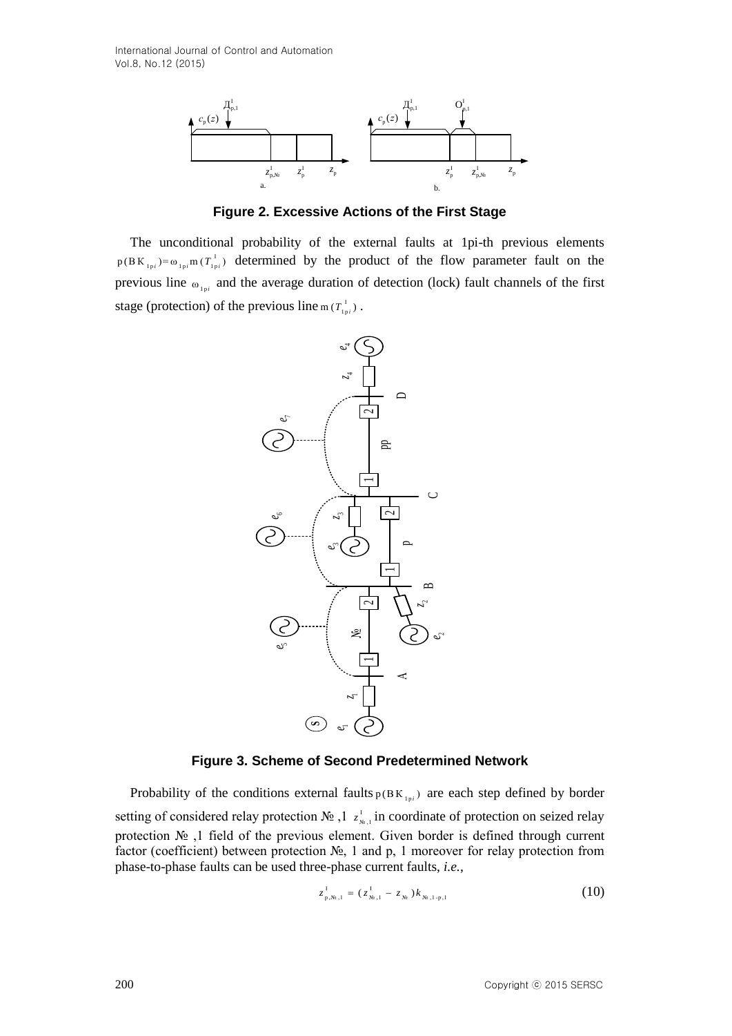**Figure 2. Excessive Actions of the First Stage**

The unconditional probability of the external faults at 1pi-th previous elements $p(BK_{1pi})=\omega_{1pi}m(T^1_{1pi})$ determined by the product of the flow parameter fault on the previous line $\omega_{1pi}$ and the average duration of detection (lock) fault channels of the first stage (protection) of the previous line $m(T^1_{1pi})$ .

**Figure 3. Scheme of Second Predetermined Network**

Probability of the conditions external faults $p(BK_{1pi})$ are each step defined by border setting of considered relay protection № ,1 $z^1_{№,1}$ in coordinate of protection on seized relay protection № ,1 field of the previous element. Given border is defined through current factor (coefficient) between protection №, 1 and p, 1 moreover for relay protection from phase-to-phase faults can be used three-phase current faults, *i.e.*,

$$z^1_{p,№,1} = (z^1_{№,1} - z_{№})k_{№,1-p,1} \tag{10}$$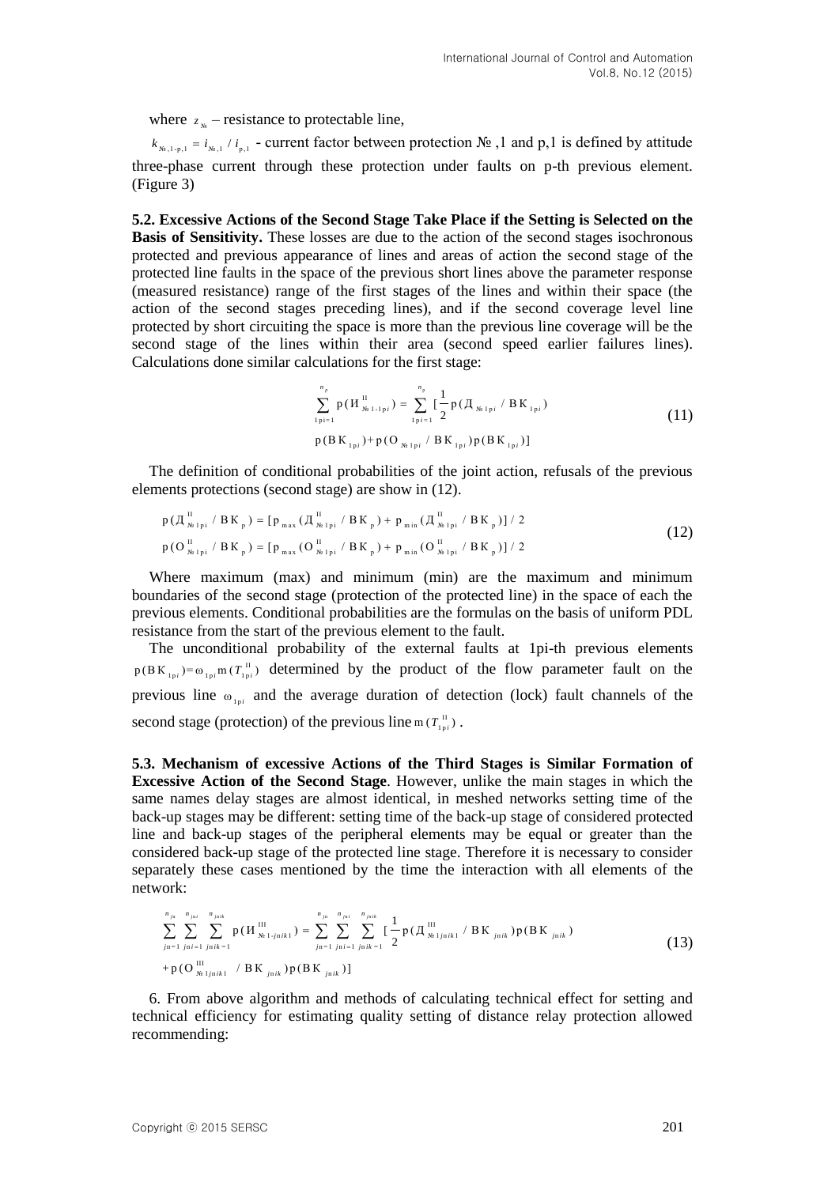where $z_{№}$ – resistance to protectable line,

$k_{№,1\text{-}p,1} = i_{№,1} / i_{p,1}$ - current factor between protection № ,1 and p,1 is defined by attitude three-phase current through these protection under faults on p-th previous element. (Figure 3)

**5.2. Excessive Actions of the Second Stage Take Place if the Setting is Selected on the Basis of Sensitivity.** These losses are due to the action of the second stages isochronous protected and previous appearance of lines and areas of action the second stage of the protected line faults in the space of the previous short lines above the parameter response (measured resistance) range of the first stages of the lines and within their space (the action of the second stages preceding lines), and if the second coverage level line protected by short circuiting the space is more than the previous line coverage will be the second stage of the lines within their area (second speed earlier failures lines). Calculations done similar calculations for the first stage:

$$\sum_{1pi=1}^{n_p} p(И^{II}_{№1\text{-}1pi}) = \sum_{1pi=1}^{n_p} [\frac{1}{2} p(Д_{№1pi} / ВК_{1pi}) p(ВК_{1pi}) + p(О_{№1pi} / ВК_{1pi}) p(ВК_{1pi})] \tag{11}$$

The definition of conditional probabilities of the joint action, refusals of the previous elements protections (second stage) are show in (12).

$$p(Д^{II}_{№1pi} / ВК_p) = [p_{max}(Д^{II}_{№1pi} / ВК_p) + p_{min}(Д^{II}_{№1pi} / ВК_p)] / 2$$
$$p(О^{II}_{№1pi} / ВК_p) = [p_{max}(О^{II}_{№1pi} / ВК_p) + p_{min}(О^{II}_{№1pi} / ВК_p)] / 2 \tag{12}$$

Where maximum (max) and minimum (min) are the maximum and minimum boundaries of the second stage (protection of the protected line) in the space of each the previous elements. Conditional probabilities are the formulas on the basis of uniform PDL resistance from the start of the previous element to the fault.

The unconditional probability of the external faults at 1pi-th previous elements $p(ВК_{1pi}) = \omega_{1pi} m(T^{II}_{1pi})$ determined by the product of the flow parameter fault on the previous line $\omega_{1pi}$ and the average duration of detection (lock) fault channels of the second stage (protection) of the previous line $m(T^{II}_{1pi})$.

**5.3. Mechanism of excessive Actions of the Third Stages is Similar Formation of Excessive Action of the Second Stage**. However, unlike the main stages in which the same names delay stages are almost identical, in meshed networks setting time of the back-up stages may be different: setting time of the back-up stage of considered protected line and back-up stages of the peripheral elements may be equal or greater than the considered back-up stage of the protected line stage. Therefore it is necessary to consider separately these cases mentioned by the time the interaction with all elements of the network:

$$\sum_{jn=1}^{n_{jn}} \sum_{jni=1}^{n_{jni}} \sum_{jnik=1}^{n_{jnik}} p(И^{III}_{№1\text{-}jnik1}) = \sum_{jn=1}^{n_{jn}} \sum_{jni=1}^{n_{jni}} \sum_{jnik=1}^{n_{jnik}} [\frac{1}{2} p(Д^{III}_{№1jnik1} / ВК_{jnik}) p(ВК_{jnik}) + p(О^{III}_{№1jnik1} / ВК_{jnik}) p(ВК_{jnik})] \tag{13}$$

6. From above algorithm and methods of calculating technical effect for setting and technical efficiency for estimating quality setting of distance relay protection allowed recommending: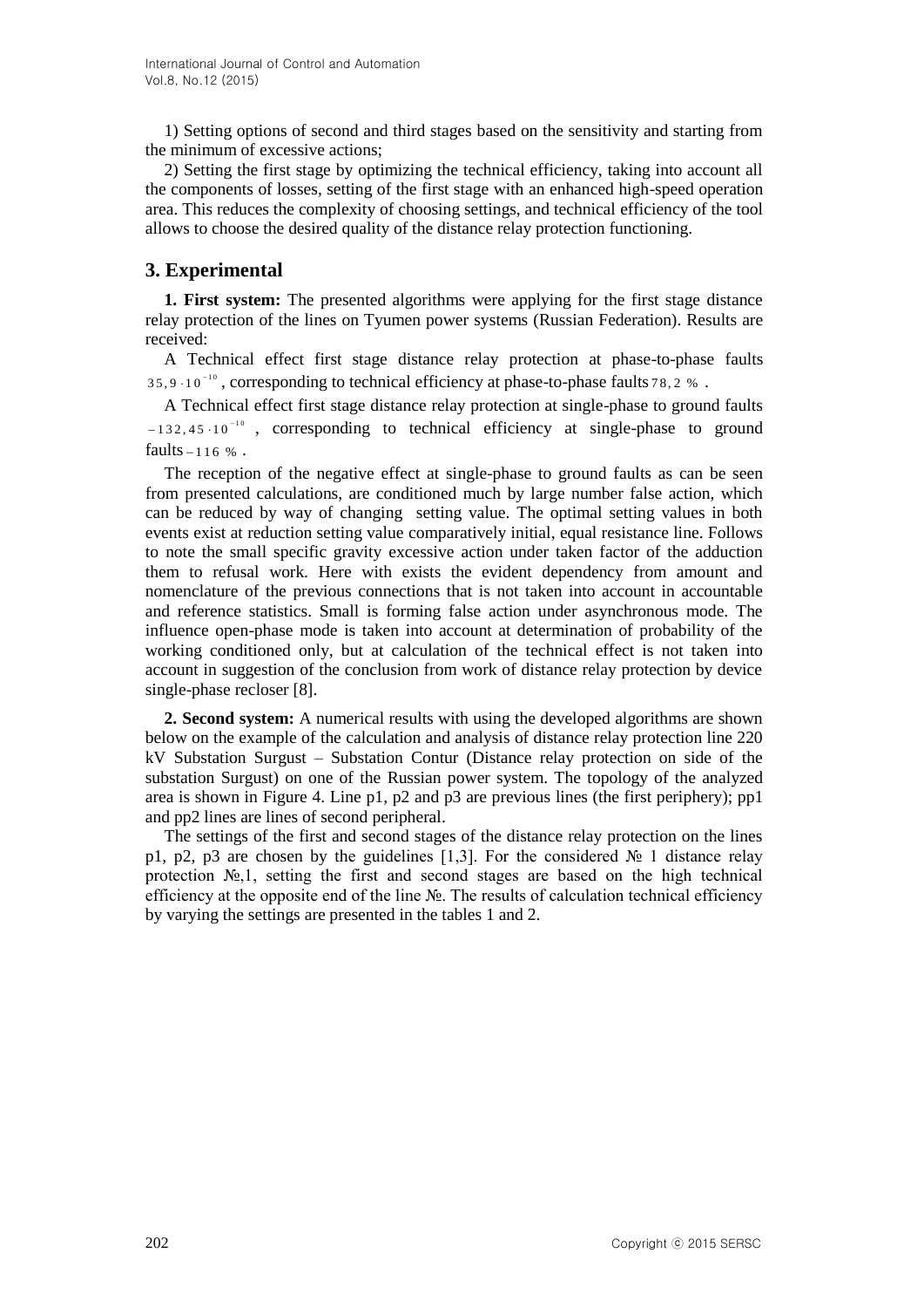1) Setting options of second and third stages based on the sensitivity and starting from the minimum of excessive actions;

2) Setting the first stage by optimizing the technical efficiency, taking into account all the components of losses, setting of the first stage with an enhanced high-speed operation area. This reduces the complexity of choosing settings, and technical efficiency of the tool allows to choose the desired quality of the distance relay protection functioning.

## 3. Experimental

**1. First system:** The presented algorithms were applying for the first stage distance relay protection of the lines on Tyumen power systems (Russian Federation). Results are received:

A Technical effect first stage distance relay protection at phase-to-phase faults $35,9 \cdot 10^{-10}$, corresponding to technical efficiency at phase-to-phase faults $78,2\ \%$.

A Technical effect first stage distance relay protection at single-phase to ground faults $-132,45 \cdot 10^{-10}$, corresponding to technical efficiency at single-phase to ground faults $-116\ \%$.

The reception of the negative effect at single-phase to ground faults as can be seen from presented calculations, are conditioned much by large number false action, which can be reduced by way of changing setting value. The optimal setting values in both events exist at reduction setting value comparatively initial, equal resistance line. Follows to note the small specific gravity excessive action under taken factor of the adduction them to refusal work. Here with exists the evident dependency from amount and nomenclature of the previous connections that is not taken into account in accountable and reference statistics. Small is forming false action under asynchronous mode. The influence open-phase mode is taken into account at determination of probability of the working conditioned only, but at calculation of the technical effect is not taken into account in suggestion of the conclusion from work of distance relay protection by device single-phase recloser [8].

**2. Second system:** A numerical results with using the developed algorithms are shown below on the example of the calculation and analysis of distance relay protection line 220 kV Substation Surgust – Substation Contur (Distance relay protection on side of the substation Surgust) on one of the Russian power system. The topology of the analyzed area is shown in Figure 4. Line p1, p2 and p3 are previous lines (the first periphery); pp1 and pp2 lines are lines of second peripheral.

The settings of the first and second stages of the distance relay protection on the lines p1, p2, p3 are chosen by the guidelines [1,3]. For the considered № 1 distance relay protection №,1, setting the first and second stages are based on the high technical efficiency at the opposite end of the line №. The results of calculation technical efficiency by varying the settings are presented in the tables 1 and 2.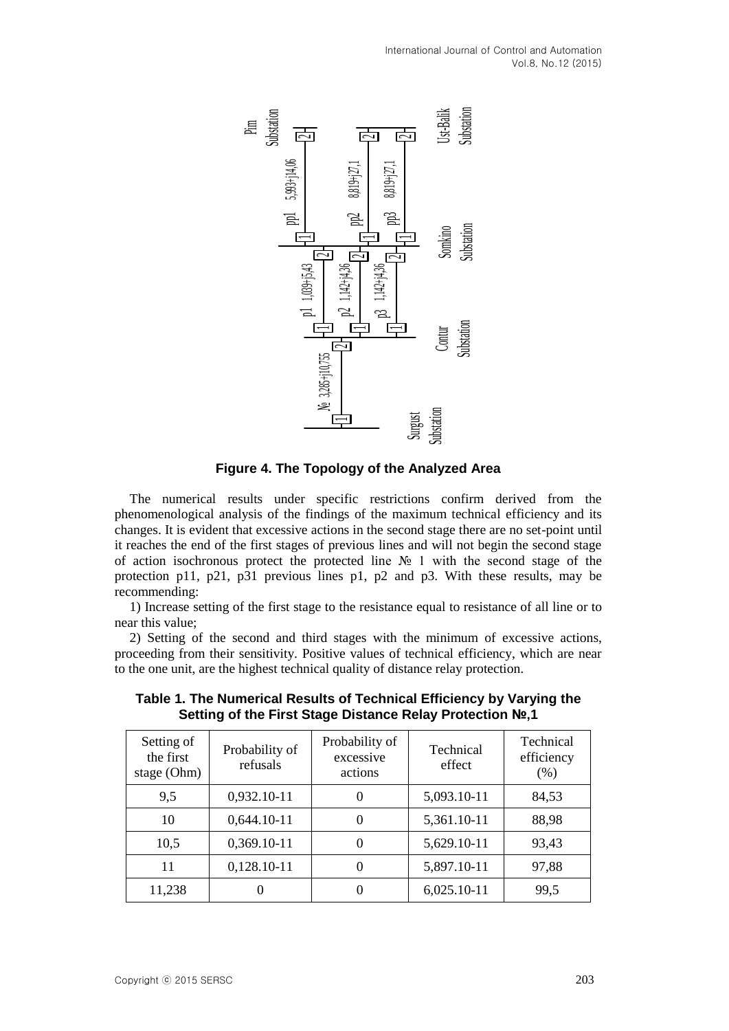**Figure 4. The Topology of the Analyzed Area**

The numerical results under specific restrictions confirm derived from the phenomenological analysis of the findings of the maximum technical efficiency and its changes. It is evident that excessive actions in the second stage there are no set-point until it reaches the end of the first stages of previous lines and will not begin the second stage of action isochronous protect the protected line № 1 with the second stage of the protection p11, p21, p31 previous lines p1, p2 and p3. With these results, may be recommending:

1) Increase setting of the first stage to the resistance equal to resistance of all line or to near this value;

2) Setting of the second and third stages with the minimum of excessive actions, proceeding from their sensitivity. Positive values of technical efficiency, which are near to the one unit, are the highest technical quality of distance relay protection.

**Table 1. The Numerical Results of Technical Efficiency by Varying the Setting of the First Stage Distance Relay Protection №,1**

| Setting of the first stage (Ohm) | Probability of refusals | Probability of excessive actions | Technical effect | Technical efficiency (%) |
|---|---|---|---|---|
| 9,5 | 0,932.10-11 | 0 | 5,093.10-11 | 84,53 |
| 10 | 0,644.10-11 | 0 | 5,361.10-11 | 88,98 |
| 10,5 | 0,369.10-11 | 0 | 5,629.10-11 | 93,43 |
| 11 | 0,128.10-11 | 0 | 5,897.10-11 | 97,88 |
| 11,238 | 0 | 0 | 6,025.10-11 | 99,5 |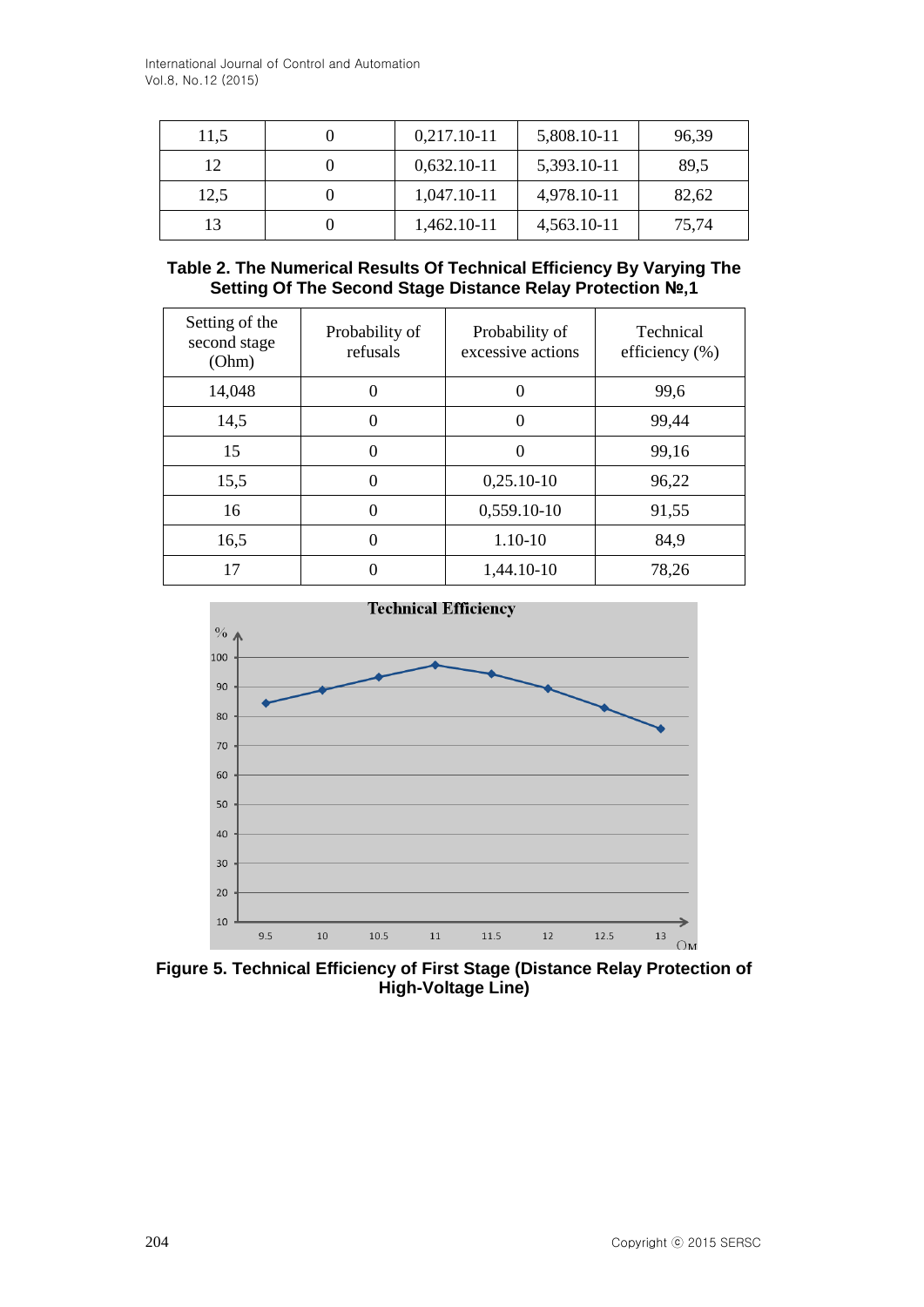| | | | | |
|---|---|---|---|---|
| 11,5 | 0 | 0,217.10-11 | 5,808.10-11 | 96,39 |
| 12 | 0 | 0,632.10-11 | 5,393.10-11 | 89,5 |
| 12,5 | 0 | 1,047.10-11 | 4,978.10-11 | 82,62 |
| 13 | 0 | 1,462.10-11 | 4,563.10-11 | 75,74 |

**Table 2. The Numerical Results Of Technical Efficiency By Varying The Setting Of The Second Stage Distance Relay Protection №,1**

| Setting of the second stage (Ohm) | Probability of refusals | Probability of excessive actions | Technical efficiency (%) |
|---|---|---|---|
| 14,048 | 0 | 0 | 99,6 |
| 14,5 | 0 | 0 | 99,44 |
| 15 | 0 | 0 | 99,16 |
| 15,5 | 0 | 0,25.10-10 | 96,22 |
| 16 | 0 | 0,559.10-10 | 91,55 |
| 16,5 | 0 | 1.10-10 | 84,9 |
| 17 | 0 | 1,44.10-10 | 78,26 |

**Figure 5. Technical Efficiency of First Stage (Distance Relay Protection of High-Voltage Line)**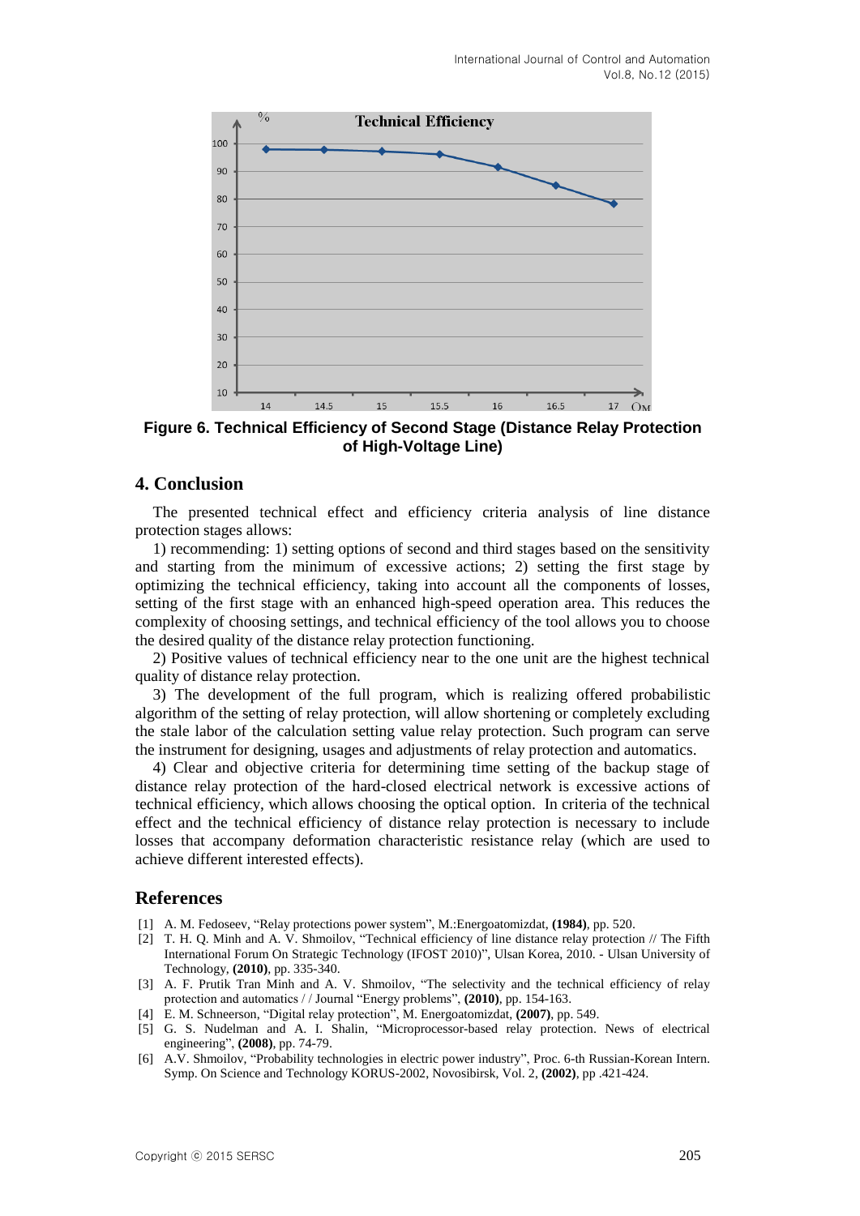Figure 6. Technical Efficiency of Second Stage (Distance Relay Protection of High-Voltage Line)

## 4. Conclusion

The presented technical effect and efficiency criteria analysis of line distance protection stages allows:

1) recommending: 1) setting options of second and third stages based on the sensitivity and starting from the minimum of excessive actions; 2) setting the first stage by optimizing the technical efficiency, taking into account all the components of losses, setting of the first stage with an enhanced high-speed operation area. This reduces the complexity of choosing settings, and technical efficiency of the tool allows you to choose the desired quality of the distance relay protection functioning.

2) Positive values of technical efficiency near to the one unit are the highest technical quality of distance relay protection.

3) The development of the full program, which is realizing offered probabilistic algorithm of the setting of relay protection, will allow shortening or completely excluding the stale labor of the calculation setting value relay protection. Such program can serve the instrument for designing, usages and adjustments of relay protection and automatics.

4) Clear and objective criteria for determining time setting of the backup stage of distance relay protection of the hard-closed electrical network is excessive actions of technical efficiency, which allows choosing the optical option. In criteria of the technical effect and the technical efficiency of distance relay protection is necessary to include losses that accompany deformation characteristic resistance relay (which are used to achieve different interested effects).

## References

[1] A. M. Fedoseev, "Relay protections power system", M.:Energoatomizdat, **(1984)**, pp. 520.

[2] T. H. Q. Minh and A. V. Shmoilov, "Technical efficiency of line distance relay protection // The Fifth International Forum On Strategic Technology (IFOST 2010)", Ulsan Korea, 2010. - Ulsan University of Technology, **(2010)**, pp. 335-340.

[3] A. F. Prutik Tran Minh and A. V. Shmoilov, "The selectivity and the technical efficiency of relay protection and automatics / / Journal "Energy problems", **(2010)**, pp. 154-163.

[4] E. M. Schneerson, "Digital relay protection", M. Energoatomizdat, **(2007)**, pp. 549.

[5] G. S. Nudelman and A. I. Shalin, "Microprocessor-based relay protection. News of electrical engineering", **(2008)**, pp. 74-79.

[6] A.V. Shmoilov, "Probability technologies in electric power industry", Proc. 6-th Russian-Korean Intern. Symp. On Science and Technology KORUS-2002, Novosibirsk, Vol. 2, **(2002)**, pp .421-424.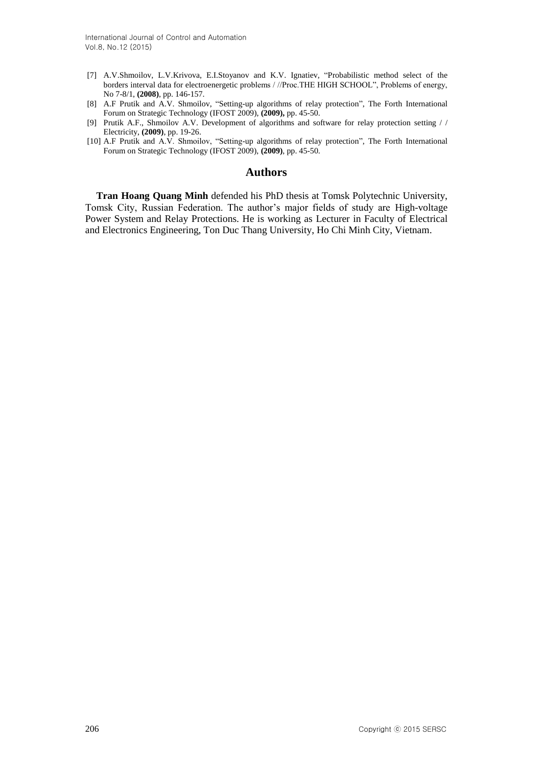[7] A.V.Shmoilov, L.V.Krivova, E.I.Stoyanov and K.V. Ignatiev, "Probabilistic method select of the borders interval data for electroenergetic problems / //Proc.THE HIGH SCHOOL", Problems of energy, No 7-8/1, **(2008)**, pp. 146-157.

[8] A.F Prutik and A.V. Shmoilov, "Setting-up algorithms of relay protection", The Forth International Forum on Strategic Technology (IFOST 2009), **(2009),** pp. 45-50.

[9] Prutik A.F., Shmoilov A.V. Development of algorithms and software for relay protection setting / / Electricity, **(2009)**, pp. 19-26.

[10] A.F Prutik and A.V. Shmoilov, "Setting-up algorithms of relay protection", The Forth International Forum on Strategic Technology (IFOST 2009), **(2009)**, pp. 45-50.

## Authors

**Tran Hoang Quang Minh** defended his PhD thesis at Tomsk Polytechnic University, Tomsk City, Russian Federation. The author's major fields of study are High-voltage Power System and Relay Protections. He is working as Lecturer in Faculty of Electrical and Electronics Engineering, Ton Duc Thang University, Ho Chi Minh City, Vietnam.